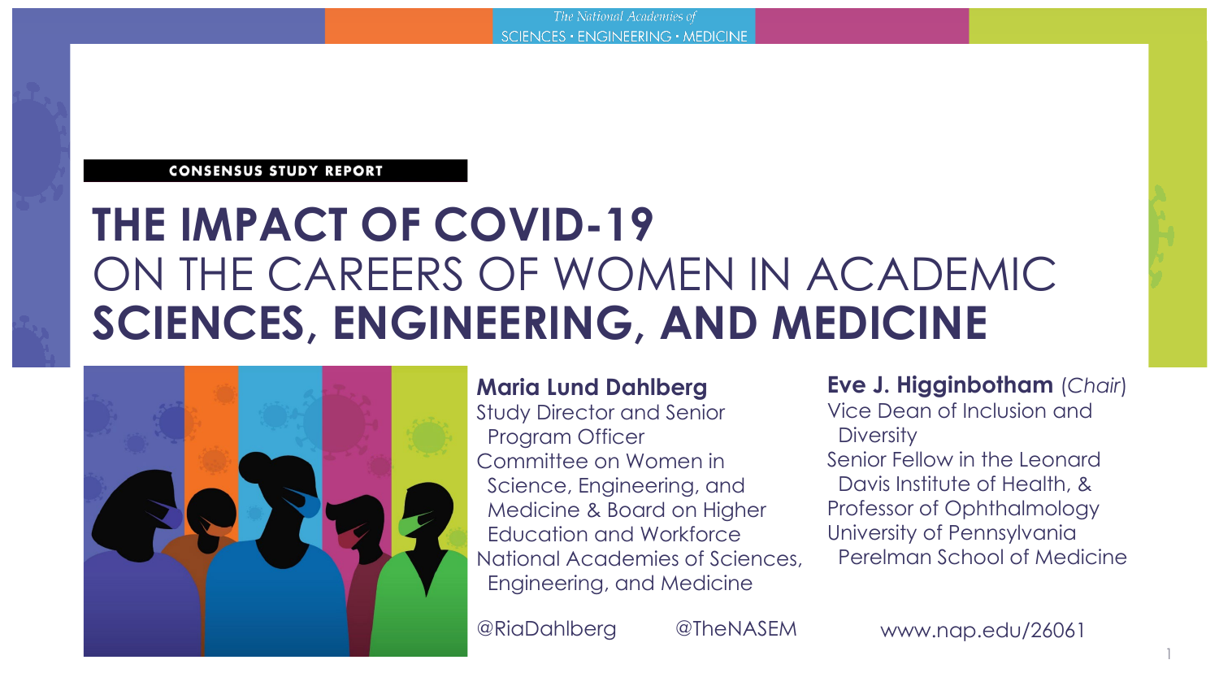The National Academies of SCIENCES · ENGINEERING · MEDICINE

CONSENSUS STUDY REPORT

# THE IMPACT OF COVID-19 ON THE CAREERS OF WOMEN IN ACADEMIC SCIENCES, ENGINEERING, AND MEDICINE

**Maria Lund Dahlberg**
Study Director and Senior Program Officer
Committee on Women in Science, Engineering, and Medicine & Board on Higher Education and Workforce
National Academies of Sciences, Engineering, and Medicine

@RiaDahlberg @TheNASEM

**Eve J. Higginbotham** (*Chair*)
Vice Dean of Inclusion and Diversity
Senior Fellow in the Leonard Davis Institute of Health, &
Professor of Ophthalmology
University of Pennsylvania Perelman School of Medicine

www.nap.edu/26061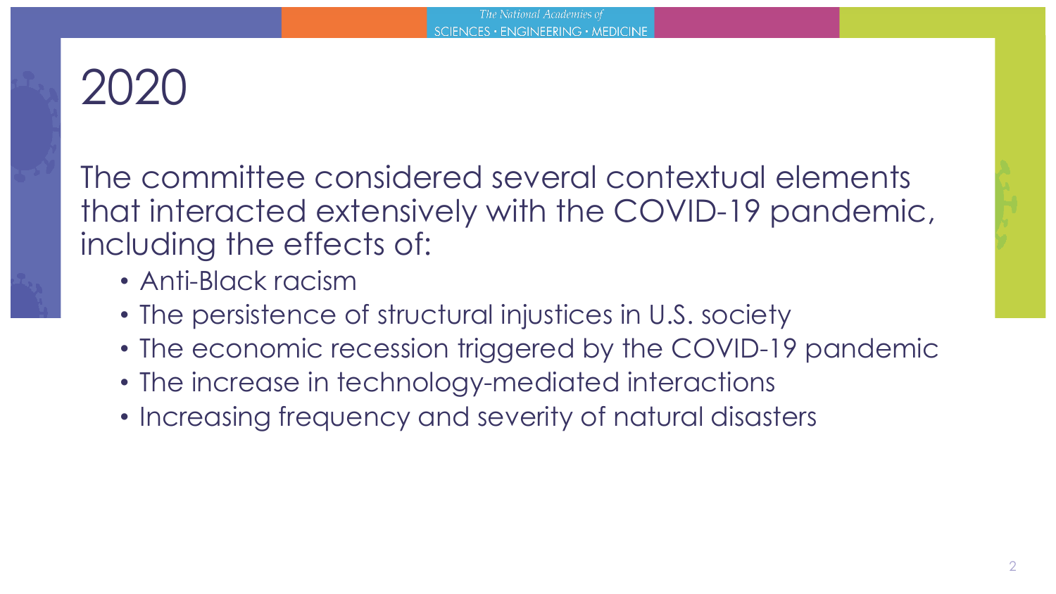# 2020

The committee considered several contextual elements that interacted extensively with the COVID-19 pandemic, including the effects of:

- Anti-Black racism
- The persistence of structural injustices in U.S. society
- The economic recession triggered by the COVID-19 pandemic
- The increase in technology-mediated interactions
- Increasing frequency and severity of natural disasters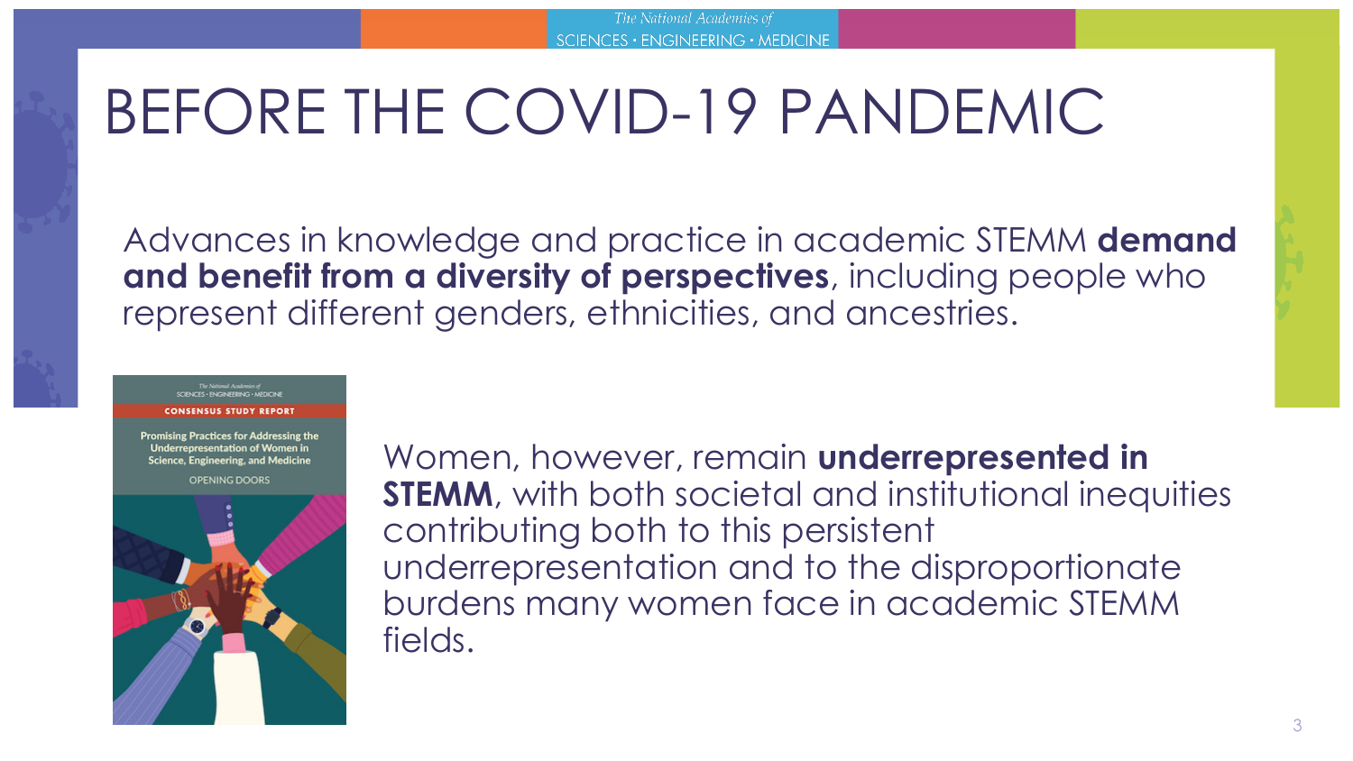# BEFORE THE COVID-19 PANDEMIC

Advances in knowledge and practice in academic STEMM **demand and benefit from a diversity of perspectives**, including people who represent different genders, ethnicities, and ancestries.

Women, however, remain **underrepresented in STEMM**, with both societal and institutional inequities contributing both to this persistent underrepresentation and to the disproportionate burdens many women face in academic STEMM fields.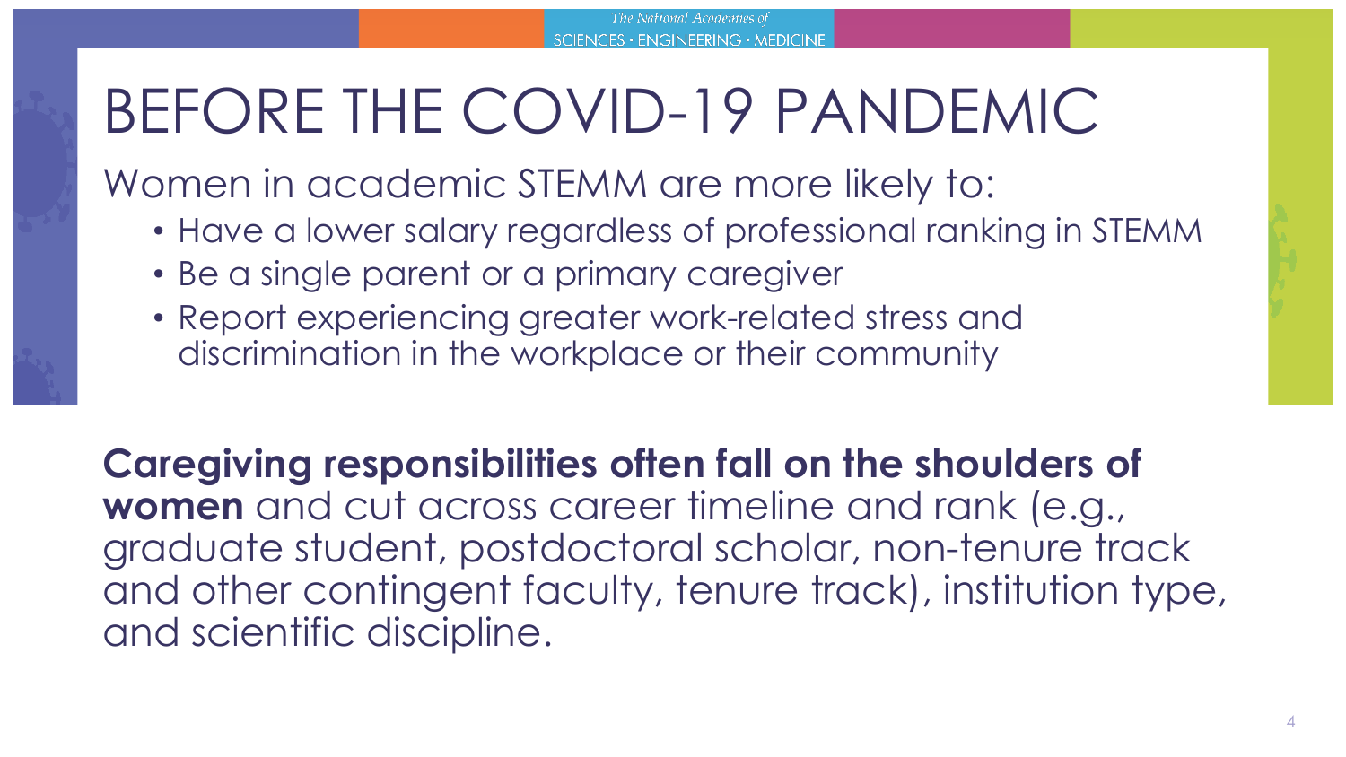# BEFORE THE COVID-19 PANDEMIC

Women in academic STEMM are more likely to:

- Have a lower salary regardless of professional ranking in STEMM
- Be a single parent or a primary caregiver
- Report experiencing greater work-related stress and discrimination in the workplace or their community

**Caregiving responsibilities often fall on the shoulders of women** and cut across career timeline and rank (e.g., graduate student, postdoctoral scholar, non-tenure track and other contingent faculty, tenure track), institution type, and scientific discipline.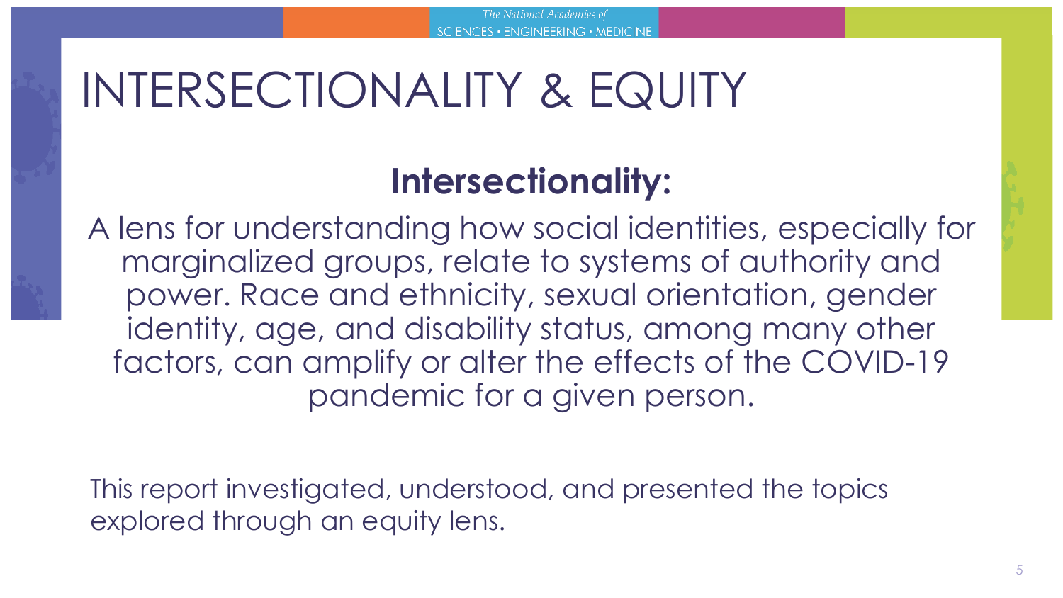# INTERSECTIONALITY & EQUITY

## Intersectionality:

A lens for understanding how social identities, especially for marginalized groups, relate to systems of authority and power. Race and ethnicity, sexual orientation, gender identity, age, and disability status, among many other factors, can amplify or alter the effects of the COVID-19 pandemic for a given person.

This report investigated, understood, and presented the topics explored through an equity lens.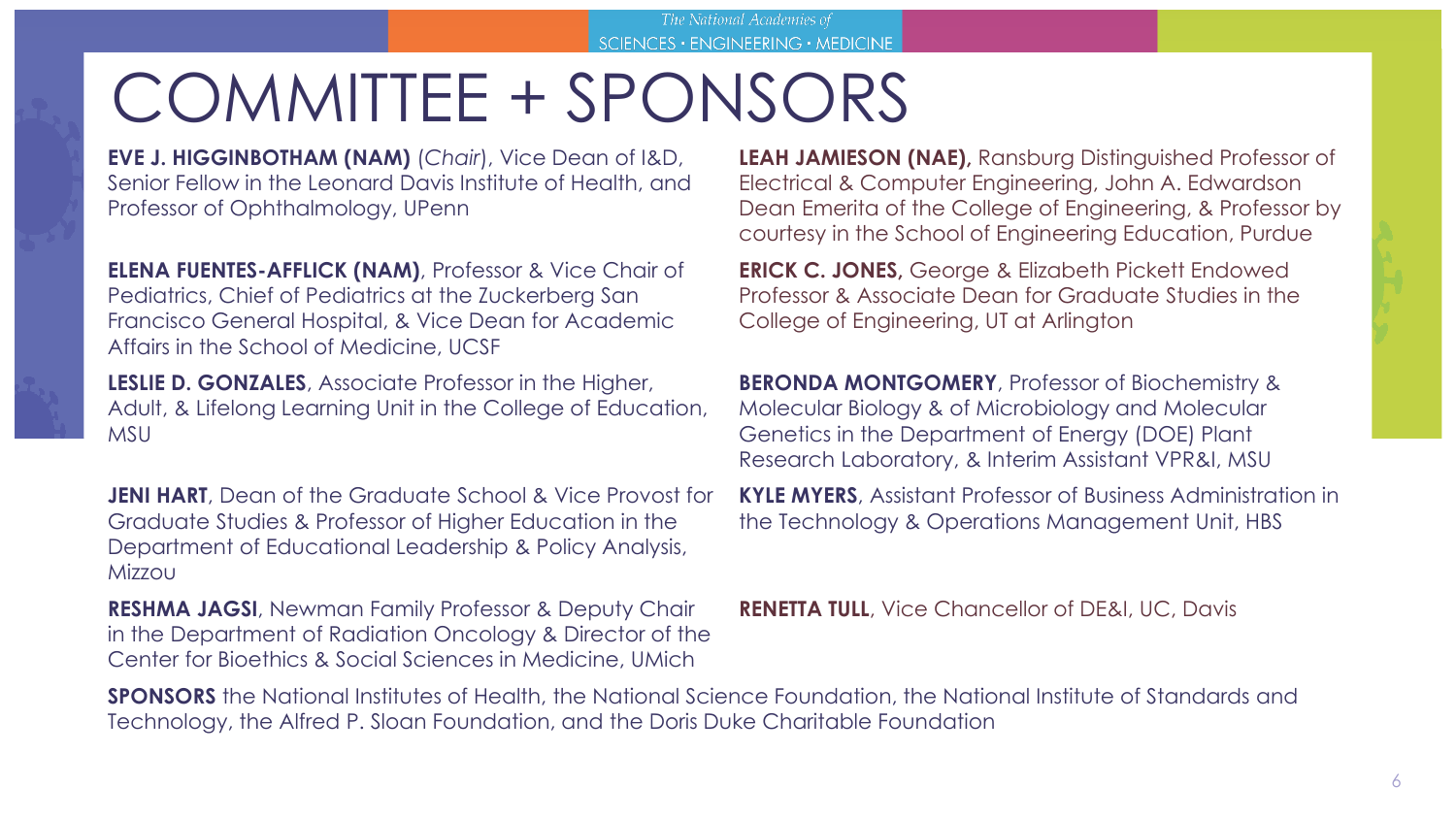# COMMITTEE + SPONSORS

**EVE J. HIGGINBOTHAM (NAM)** (*Chair*), Vice Dean of I&D, Senior Fellow in the Leonard Davis Institute of Health, and Professor of Ophthalmology, UPenn

**ELENA FUENTES-AFFLICK (NAM)**, Professor & Vice Chair of Pediatrics, Chief of Pediatrics at the Zuckerberg San Francisco General Hospital, & Vice Dean for Academic Affairs in the School of Medicine, UCSF

**LESLIE D. GONZALES**, Associate Professor in the Higher, Adult, & Lifelong Learning Unit in the College of Education, MSU

**JENI HART**, Dean of the Graduate School & Vice Provost for Graduate Studies & Professor of Higher Education in the Department of Educational Leadership & Policy Analysis, Mizzou

**RESHMA JAGSI**, Newman Family Professor & Deputy Chair in the Department of Radiation Oncology & Director of the Center for Bioethics & Social Sciences in Medicine, UMich

**LEAH JAMIESON (NAE),** Ransburg Distinguished Professor of Electrical & Computer Engineering, John A. Edwardson Dean Emerita of the College of Engineering, & Professor by courtesy in the School of Engineering Education, Purdue

**ERICK C. JONES,** George & Elizabeth Pickett Endowed Professor & Associate Dean for Graduate Studies in the College of Engineering, UT at Arlington

**BERONDA MONTGOMERY**, Professor of Biochemistry & Molecular Biology & of Microbiology and Molecular Genetics in the Department of Energy (DOE) Plant Research Laboratory, & Interim Assistant VPR&I, MSU

**KYLE MYERS**, Assistant Professor of Business Administration in the Technology & Operations Management Unit, HBS

**RENETTA TULL**, Vice Chancellor of DE&I, UC, Davis

**SPONSORS** the National Institutes of Health, the National Science Foundation, the National Institute of Standards and Technology, the Alfred P. Sloan Foundation, and the Doris Duke Charitable Foundation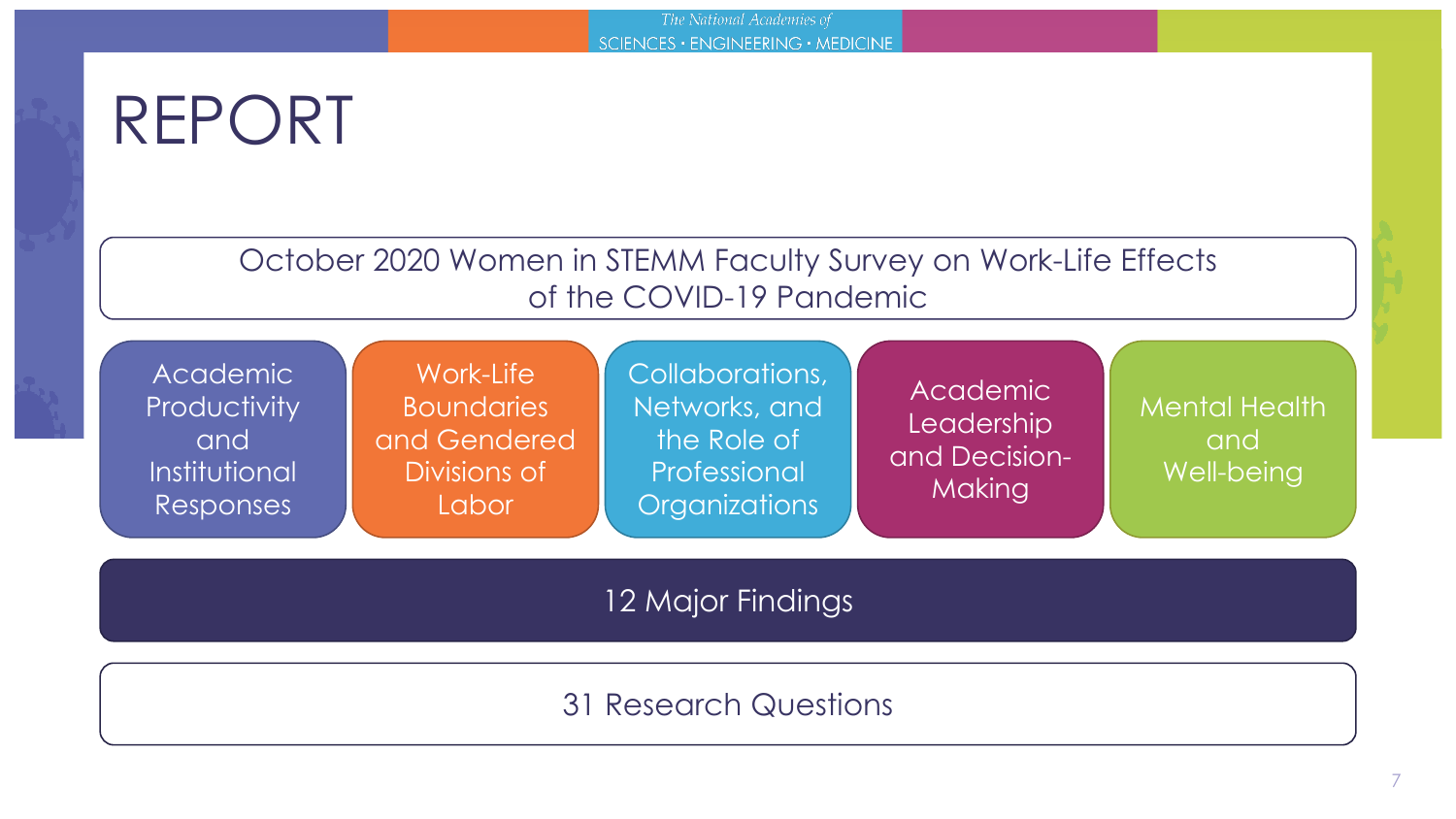# REPORT

October 2020 Women in STEMM Faculty Survey on Work-Life Effects of the COVID-19 Pandemic

- Academic Productivity and Institutional Responses
- Work-Life Boundaries and Gendered Divisions of Labor
- Collaborations, Networks, and the Role of Professional Organizations
- Academic Leadership and Decision-Making
- Mental Health and Well-being

12 Major Findings

31 Research Questions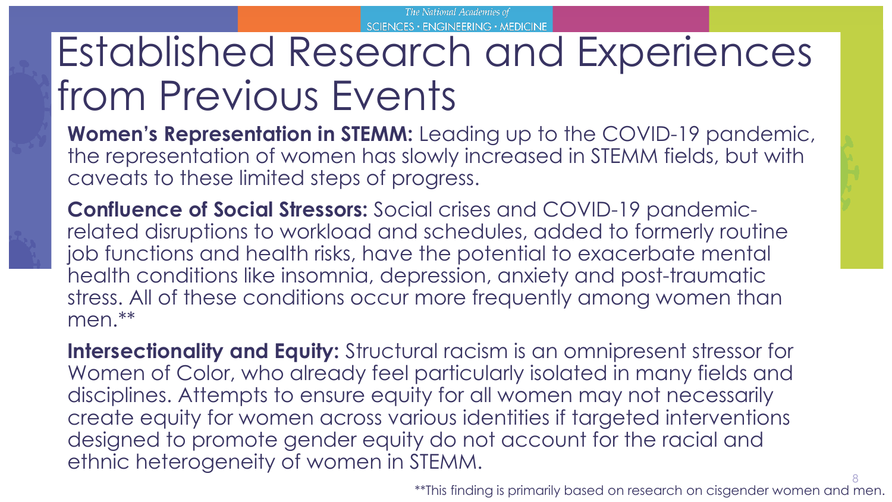# Established Research and Experiences from Previous Events

**Women's Representation in STEMM:** Leading up to the COVID-19 pandemic, the representation of women has slowly increased in STEMM fields, but with caveats to these limited steps of progress.

**Confluence of Social Stressors:** Social crises and COVID-19 pandemic-related disruptions to workload and schedules, added to formerly routine job functions and health risks, have the potential to exacerbate mental health conditions like insomnia, depression, anxiety and post-traumatic stress. All of these conditions occur more frequently among women than men.**

**Intersectionality and Equity:** Structural racism is an omnipresent stressor for Women of Color, who already feel particularly isolated in many fields and disciplines. Attempts to ensure equity for all women may not necessarily create equity for women across various identities if targeted interventions designed to promote gender equity do not account for the racial and ethnic heterogeneity of women in STEMM.

**This finding is primarily based on research on cisgender women and men.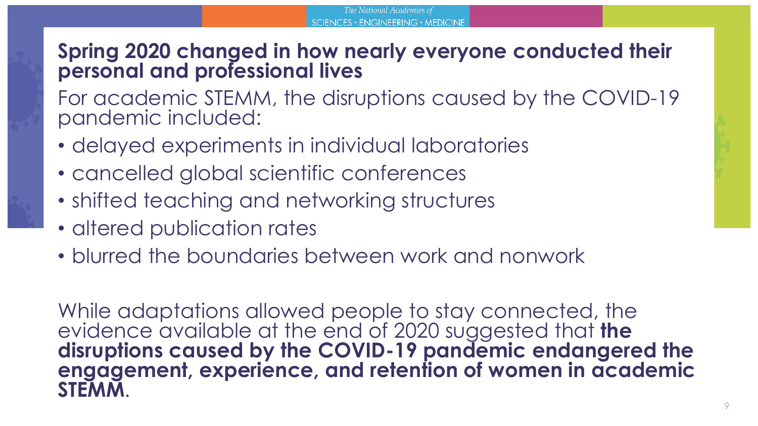## Spring 2020 changed in how nearly everyone conducted their personal and professional lives

For academic STEMM, the disruptions caused by the COVID-19 pandemic included:

- delayed experiments in individual laboratories
- cancelled global scientific conferences
- shifted teaching and networking structures
- altered publication rates
- blurred the boundaries between work and nonwork

While adaptations allowed people to stay connected, the evidence available at the end of 2020 suggested that **the disruptions caused by the COVID-19 pandemic endangered the engagement, experience, and retention of women in academic STEMM**.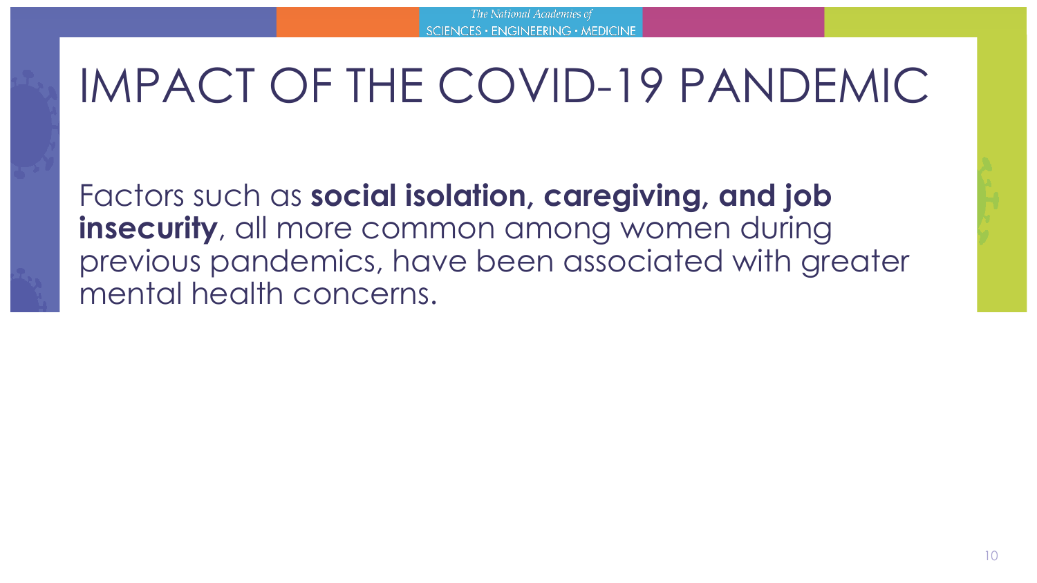# IMPACT OF THE COVID-19 PANDEMIC

Factors such as **social isolation, caregiving, and job insecurity**, all more common among women during previous pandemics, have been associated with greater mental health concerns.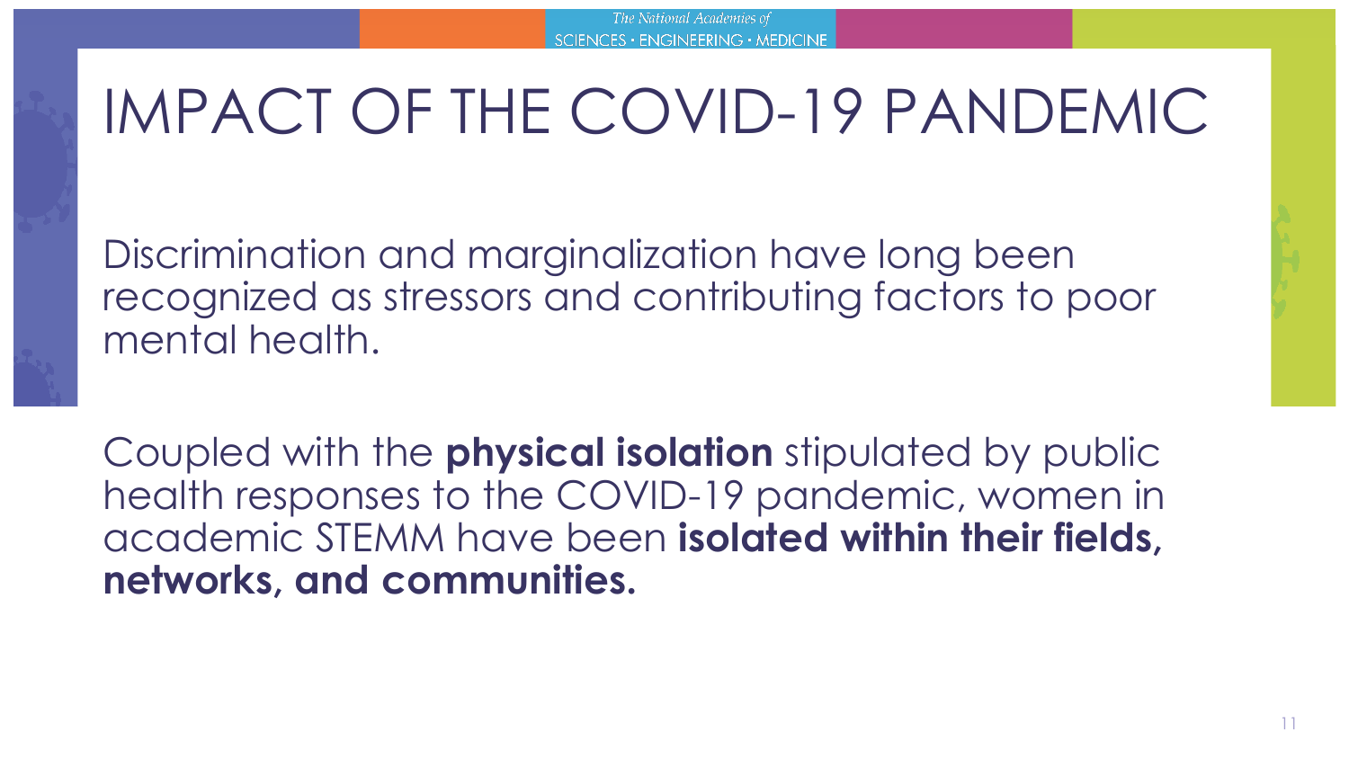# IMPACT OF THE COVID-19 PANDEMIC

Discrimination and marginalization have long been recognized as stressors and contributing factors to poor mental health.

Coupled with the **physical isolation** stipulated by public health responses to the COVID-19 pandemic, women in academic STEMM have been **isolated within their fields, networks, and communities.**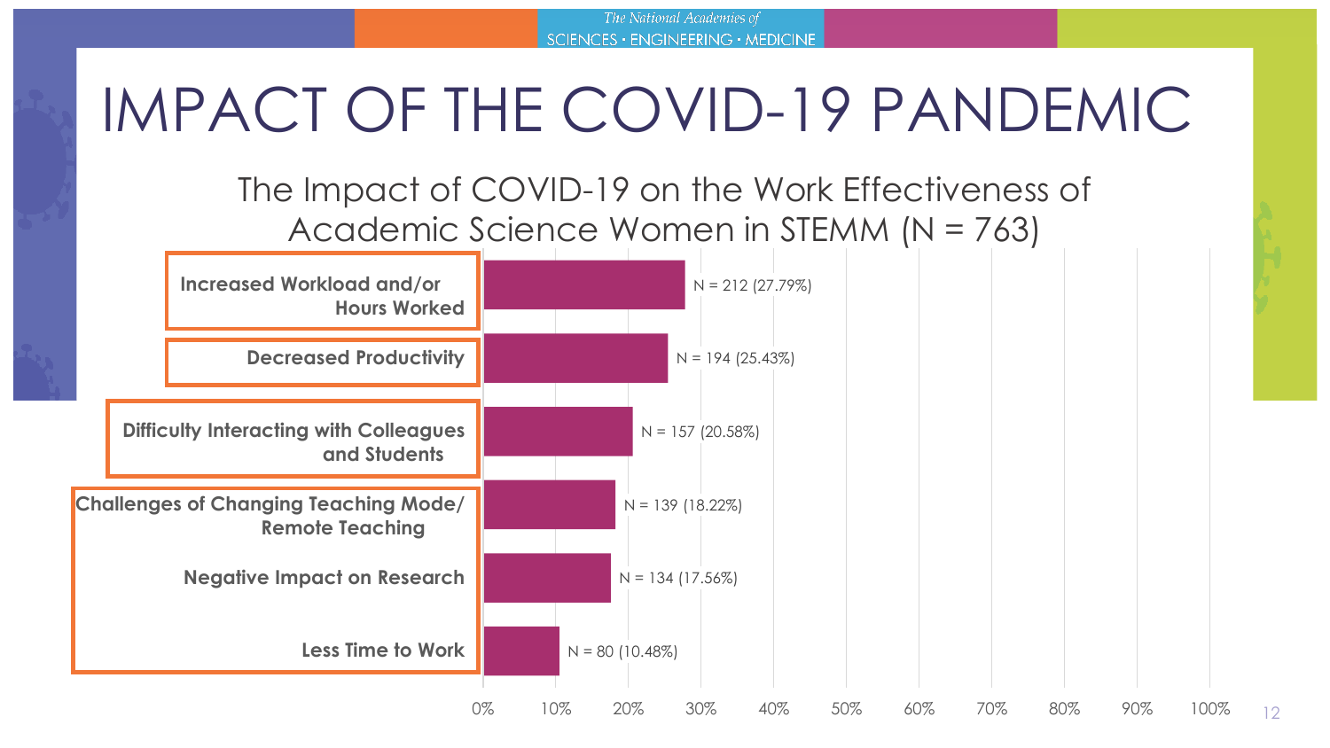# IMPACT OF THE COVID-19 PANDEMIC

## The Impact of COVID-19 on the Work Effectiveness of Academic Science Women in STEMM (N = 763)

| Impact | N (%) |
| --- | --- |
| Increased Workload and/or Hours Worked | N = 212 (27.79%) |
| Decreased Productivity | N = 194 (25.43%) |
| Difficulty Interacting with Colleagues and Students | N = 157 (20.58%) |
| Challenges of Changing Teaching Mode/ Remote Teaching | N = 139 (18.22%) |
| Negative Impact on Research | N = 134 (17.56%) |
| Less Time to Work | N = 80 (10.48%) |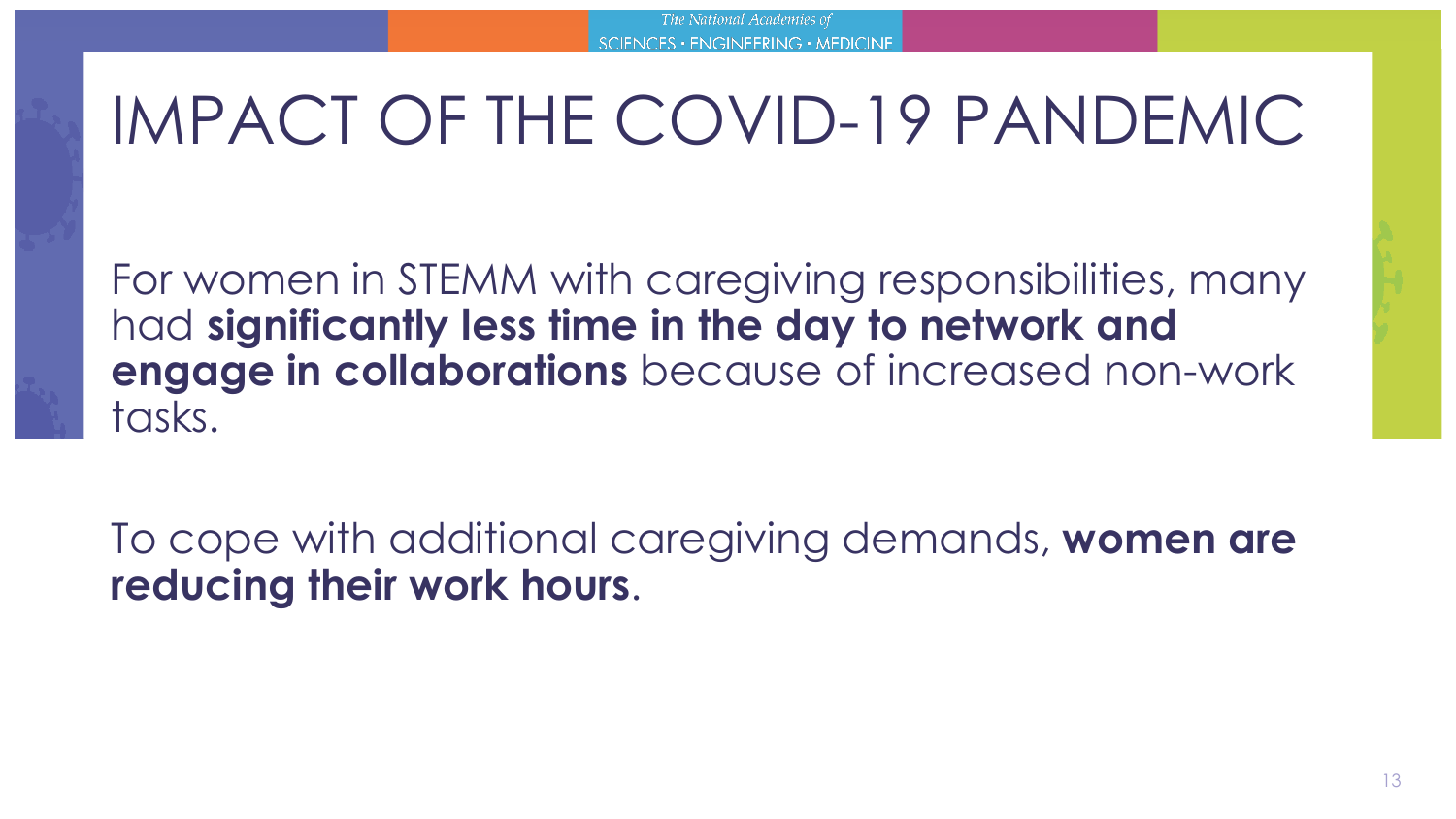# IMPACT OF THE COVID-19 PANDEMIC

For women in STEMM with caregiving responsibilities, many had **significantly less time in the day to network and engage in collaborations** because of increased non-work tasks.

To cope with additional caregiving demands, **women are reducing their work hours**.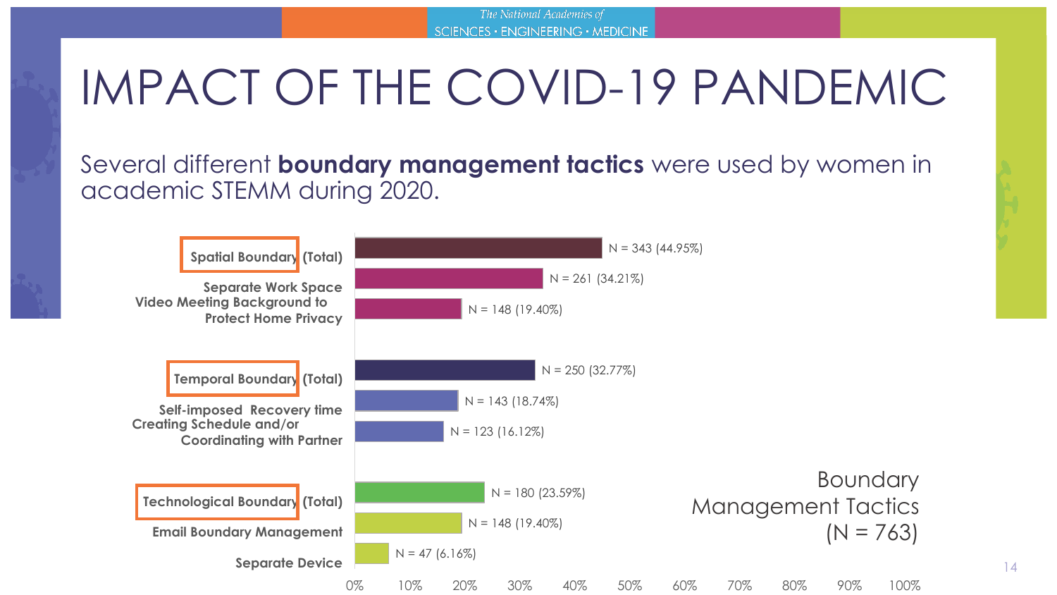# IMPACT OF THE COVID-19 PANDEMIC

Several different **boundary management tactics** were used by women in academic STEMM during 2020.

**Boundary Management Tactics (N = 763)**

| Tactic | N (%) |
| --- | --- |
| **Spatial Boundary (Total)** | N = 343 (44.95%) |
| Separate Work Space | N = 261 (34.21%) |
| Video Meeting Background to Protect Home Privacy | N = 148 (19.40%) |
| **Temporal Boundary (Total)** | N = 250 (32.77%) |
| Self-imposed Recovery time | N = 143 (18.74%) |
| Creating Schedule and/or Coordinating with Partner | N = 123 (16.12%) |
| **Technological Boundary (Total)** | N = 180 (23.59%) |
| Email Boundary Management | N = 148 (19.40%) |
| Separate Device | N = 47 (6.16%) |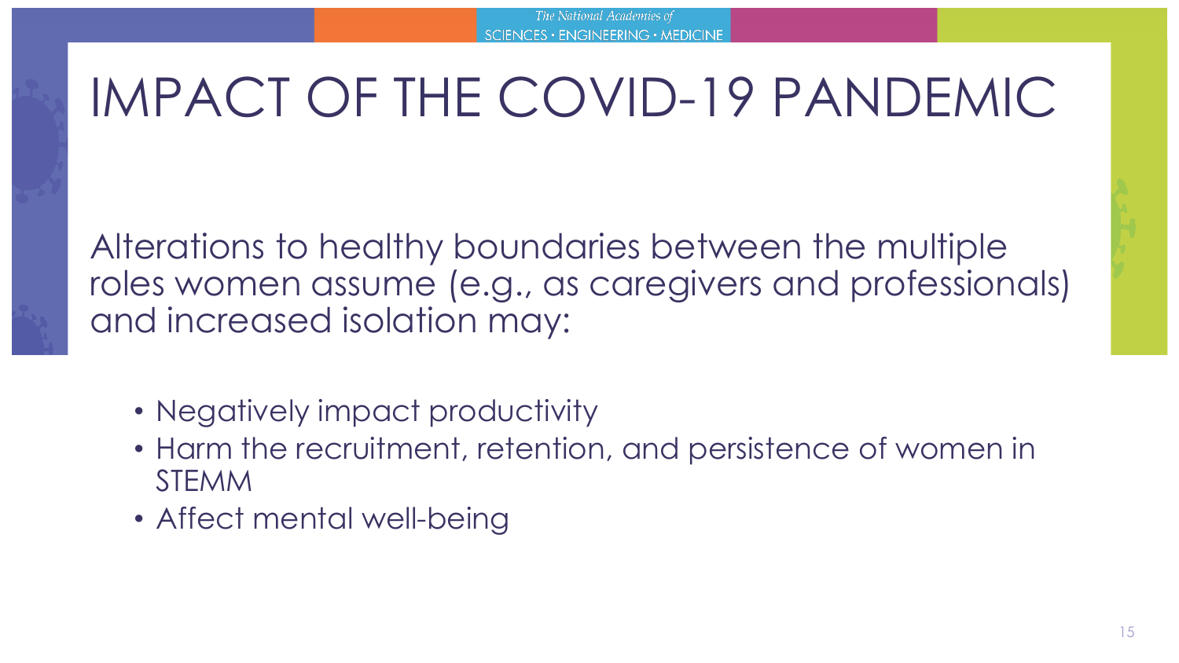# IMPACT OF THE COVID-19 PANDEMIC

Alterations to healthy boundaries between the multiple roles women assume (e.g., as caregivers and professionals) and increased isolation may:

- Negatively impact productivity
- Harm the recruitment, retention, and persistence of women in STEMM
- Affect mental well-being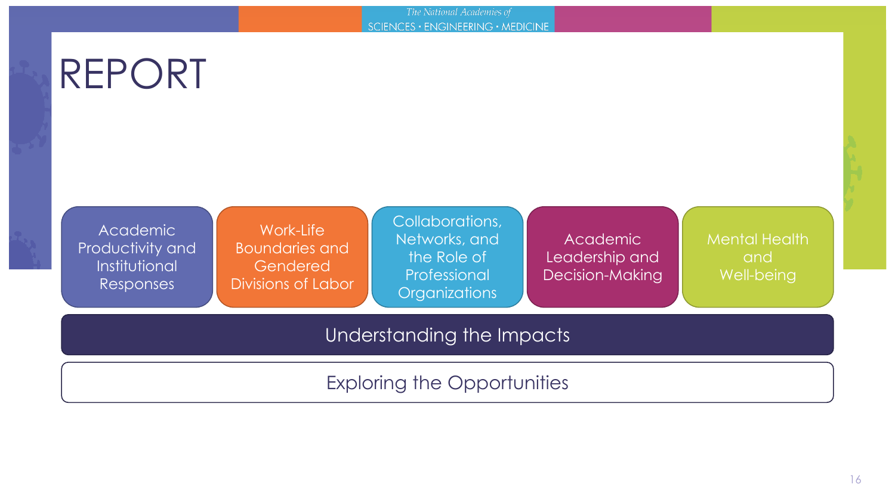# REPORT

- Academic Productivity and Institutional Responses
- Work-Life Boundaries and Gendered Divisions of Labor
- Collaborations, Networks, and the Role of Professional Organizations
- Academic Leadership and Decision-Making
- Mental Health and Well-being

Understanding the Impacts

Exploring the Opportunities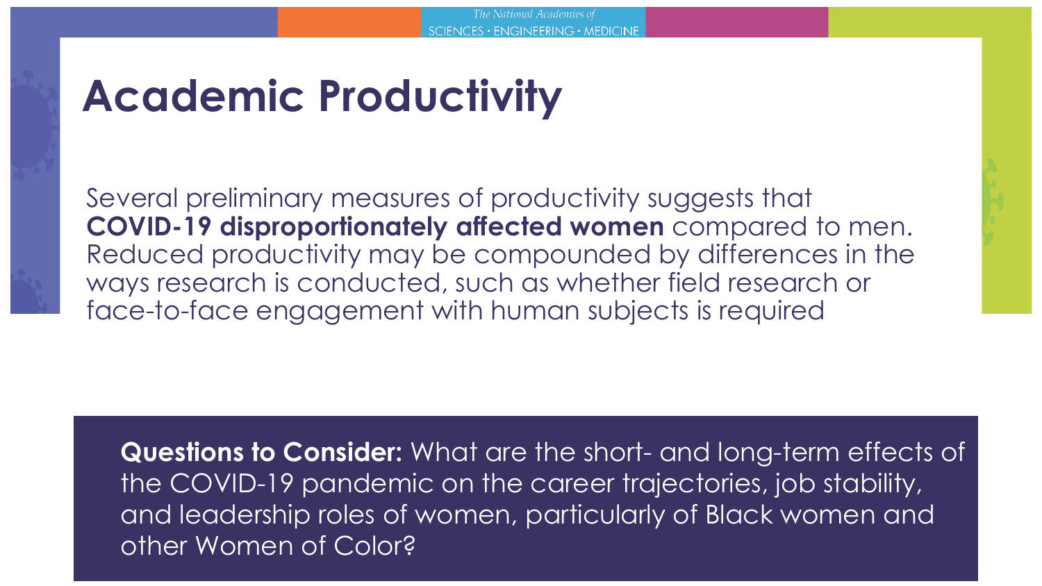# Academic Productivity

Several preliminary measures of productivity suggests that **COVID-19 disproportionately affected women** compared to men. Reduced productivity may be compounded by differences in the ways research is conducted, such as whether field research or face-to-face engagement with human subjects is required

**Questions to Consider:** What are the short- and long-term effects of the COVID-19 pandemic on the career trajectories, job stability, and leadership roles of women, particularly of Black women and other Women of Color?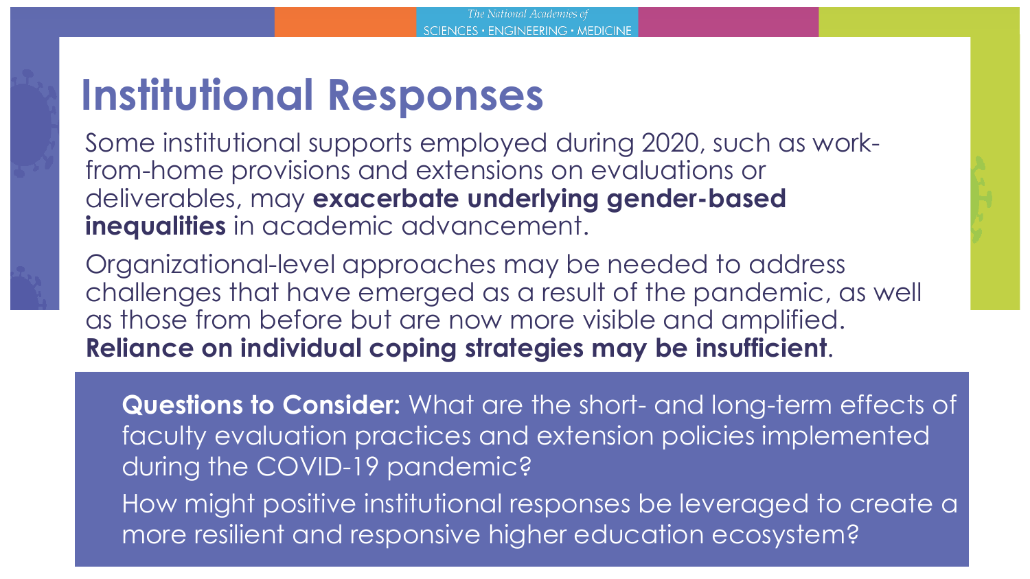# Institutional Responses

Some institutional supports employed during 2020, such as work-from-home provisions and extensions on evaluations or deliverables, may **exacerbate underlying gender-based inequalities** in academic advancement.

Organizational-level approaches may be needed to address challenges that have emerged as a result of the pandemic, as well as those from before but are now more visible and amplified. **Reliance on individual coping strategies may be insufficient**.

**Questions to Consider:** What are the short- and long-term effects of faculty evaluation practices and extension policies implemented during the COVID-19 pandemic?

How might positive institutional responses be leveraged to create a more resilient and responsive higher education ecosystem?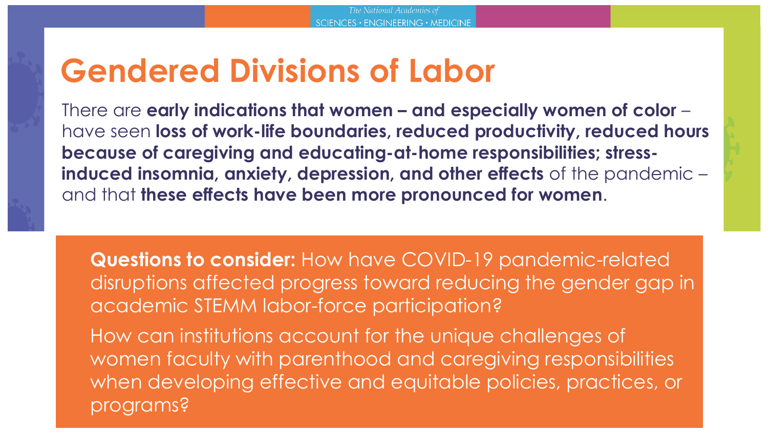# Gendered Divisions of Labor

There are **early indications that women – and especially women of color** – have seen **loss of work-life boundaries, reduced productivity, reduced hours because of caregiving and educating-at-home responsibilities; stress-induced insomnia, anxiety, depression, and other effects** of the pandemic – and that **these effects have been more pronounced for women**.

**Questions to consider:** How have COVID-19 pandemic-related disruptions affected progress toward reducing the gender gap in academic STEMM labor-force participation?

How can institutions account for the unique challenges of women faculty with parenthood and caregiving responsibilities when developing effective and equitable policies, practices, or programs?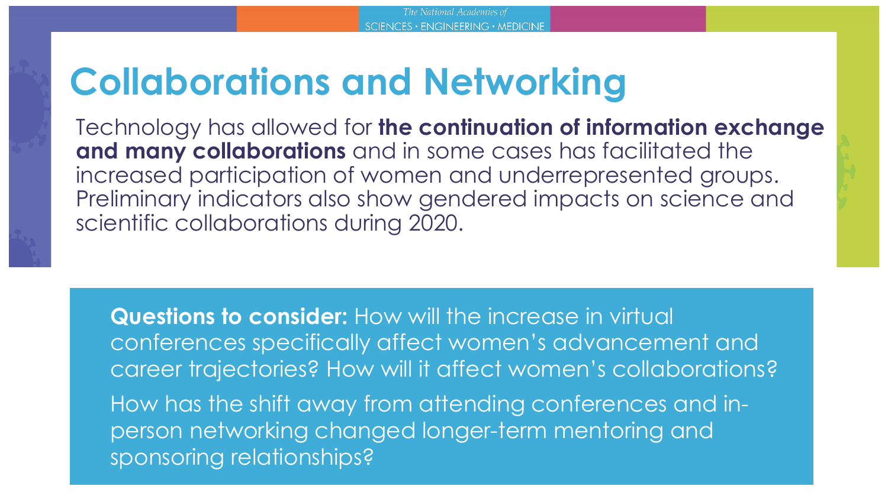# Collaborations and Networking

Technology has allowed for **the continuation of information exchange and many collaborations** and in some cases has facilitated the increased participation of women and underrepresented groups. Preliminary indicators also show gendered impacts on science and scientific collaborations during 2020.

**Questions to consider:** How will the increase in virtual conferences specifically affect women's advancement and career trajectories? How will it affect women's collaborations?

How has the shift away from attending conferences and in-person networking changed longer-term mentoring and sponsoring relationships?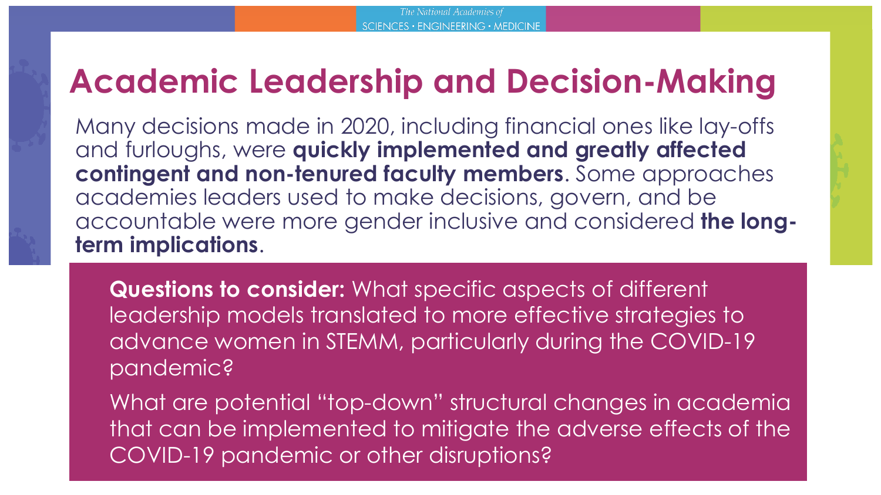# Academic Leadership and Decision-Making

Many decisions made in 2020, including financial ones like lay-offs and furloughs, were **quickly implemented and greatly affected contingent and non-tenured faculty members**. Some approaches academies leaders used to make decisions, govern, and be accountable were more gender inclusive and considered **the long-term implications**.

**Questions to consider:** What specific aspects of different leadership models translated to more effective strategies to advance women in STEMM, particularly during the COVID-19 pandemic?

What are potential "top-down" structural changes in academia that can be implemented to mitigate the adverse effects of the COVID-19 pandemic or other disruptions?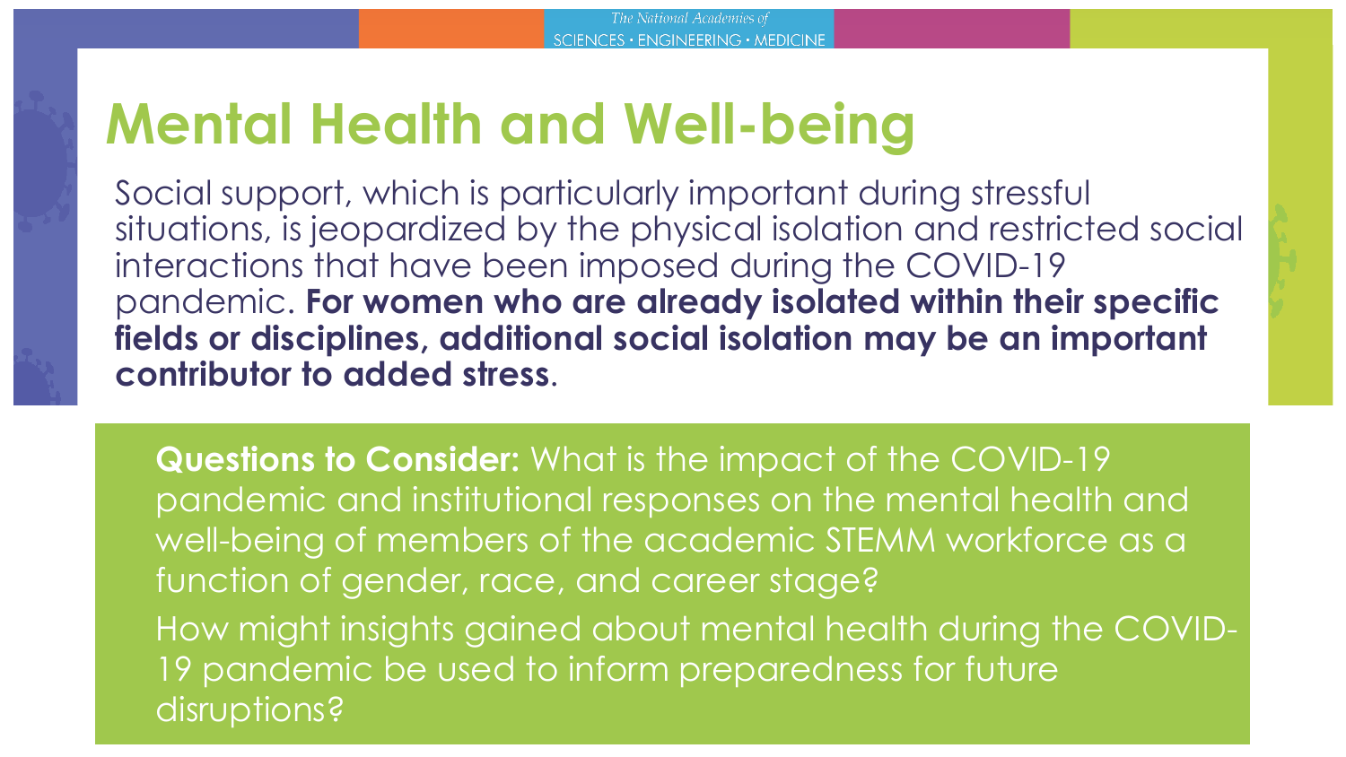# Mental Health and Well-being

Social support, which is particularly important during stressful situations, is jeopardized by the physical isolation and restricted social interactions that have been imposed during the COVID-19 pandemic. **For women who are already isolated within their specific fields or disciplines, additional social isolation may be an important contributor to added stress**.

**Questions to Consider:** What is the impact of the COVID-19 pandemic and institutional responses on the mental health and well-being of members of the academic STEMM workforce as a function of gender, race, and career stage?

How might insights gained about mental health during the COVID-19 pandemic be used to inform preparedness for future disruptions?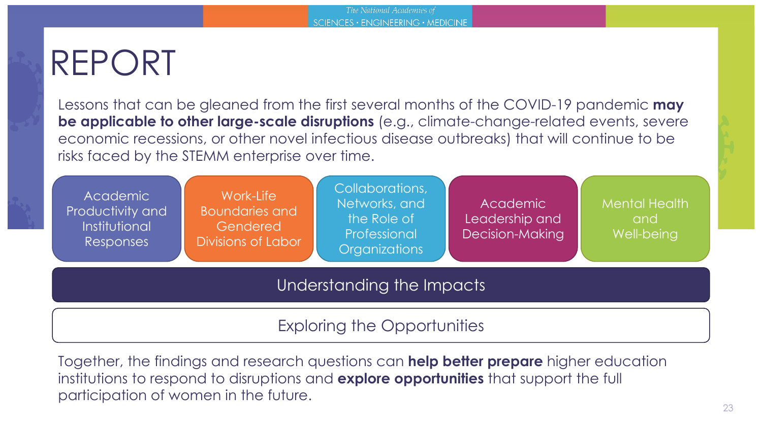# REPORT

Lessons that can be gleaned from the first several months of the COVID-19 pandemic **may be applicable to other large-scale disruptions** (e.g., climate-change-related events, severe economic recessions, or other novel infectious disease outbreaks) that will continue to be risks faced by the STEMM enterprise over time.

- Academic Productivity and Institutional Responses
- Work-Life Boundaries and Gendered Divisions of Labor
- Collaborations, Networks, and the Role of Professional Organizations
- Academic Leadership and Decision-Making
- Mental Health and Well-being

Understanding the Impacts

Exploring the Opportunities

Together, the findings and research questions can **help better prepare** higher education institutions to respond to disruptions and **explore opportunities** that support the full participation of women in the future.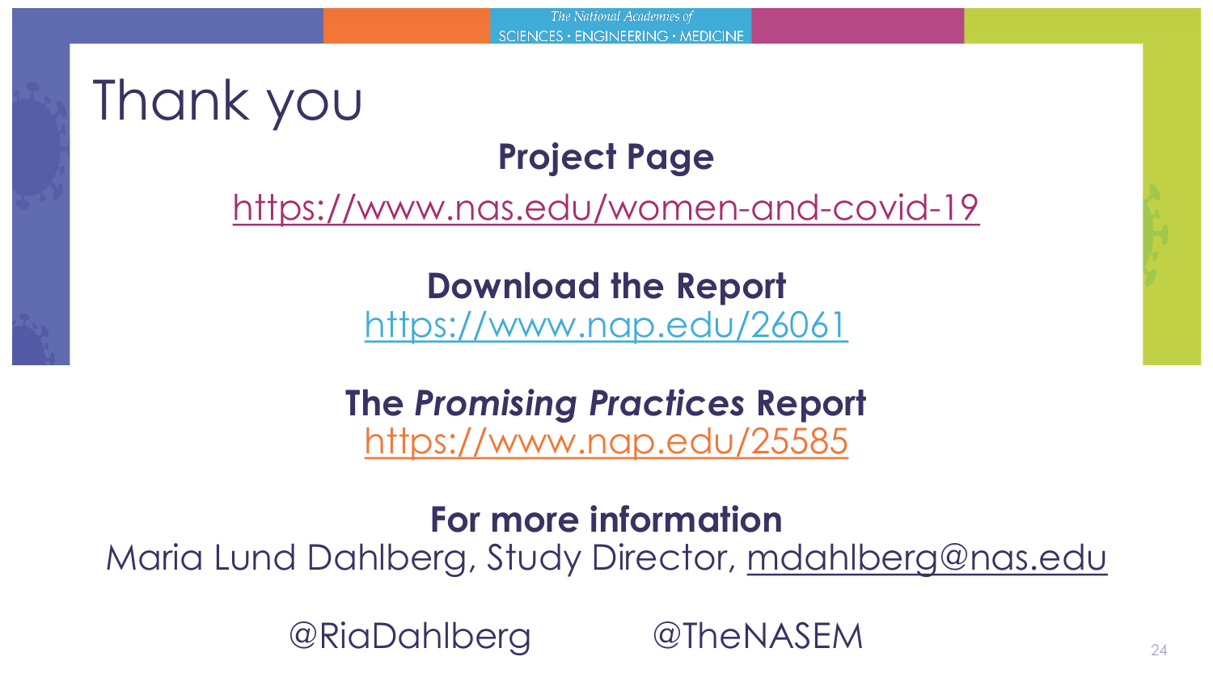# Thank you

**Project Page**

https://www.nas.edu/women-and-covid-19

**Download the Report**

https://www.nap.edu/26061

**The *Promising Practices* Report**

https://www.nap.edu/25585

**For more information**

Maria Lund Dahlberg, Study Director, mdahlberg@nas.edu

@RiaDahlberg @TheNASEM